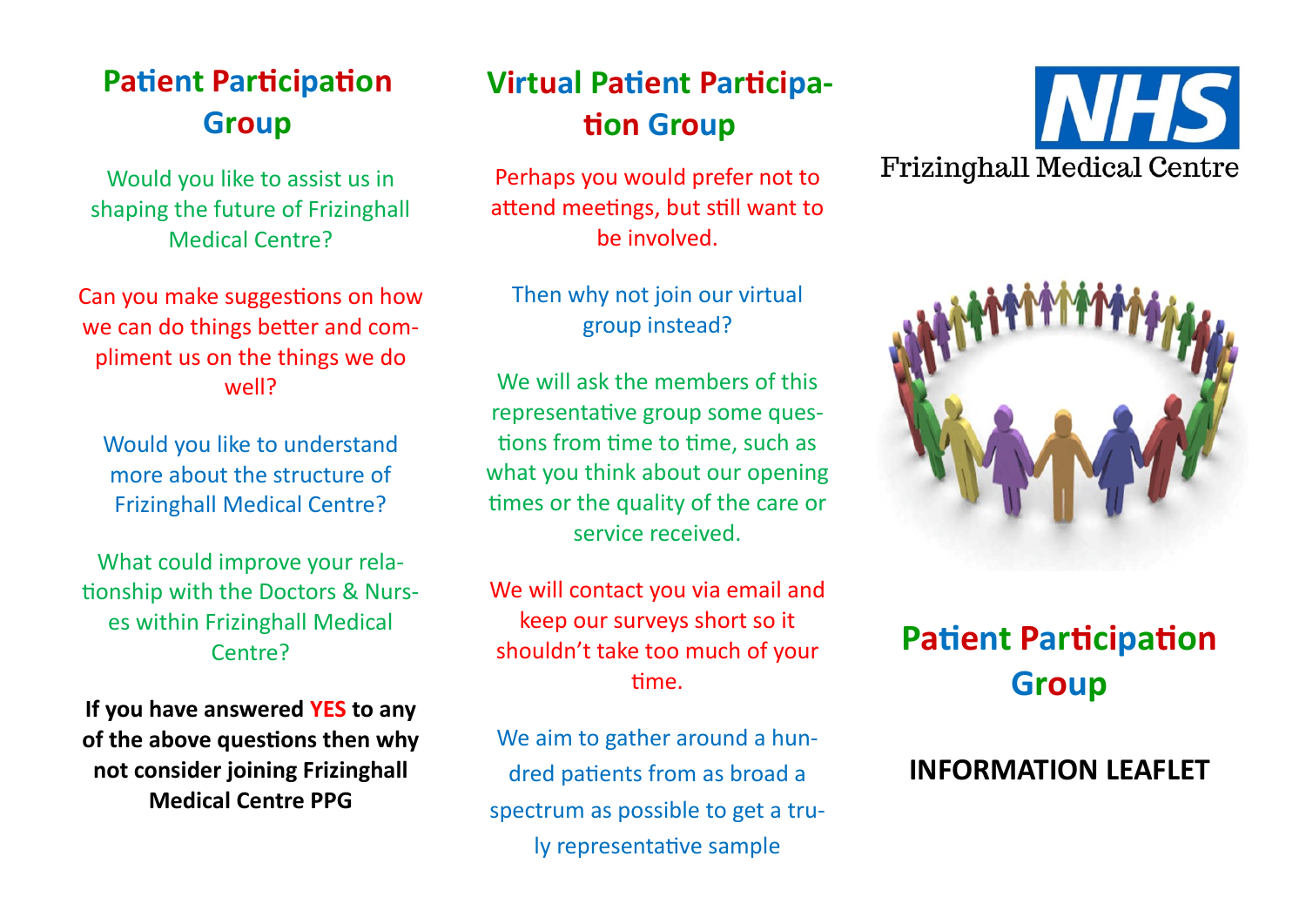## Patient Participation Group

Would you like to assist us in shaping the future of Frizinghall Medical Centre?

Can you make suggestions on how we can do things better and compliment us on the things we do well?

Would you like to understand more about the structure of Frizinghall Medical Centre?

What could improve your relationship with the Doctors & Nurses within Frizinghall Medical Centre?

**If you have answered YES to any of the above questions then why not consider joining Frizinghall Medical Centre PPG**

## Virtual Patient Participation Group

Perhaps you would prefer not to attend meetings, but still want to be involved.

Then why not join our virtual group instead?

We will ask the members of this representative group some questions from time to time, such as what you think about our opening times or the quality of the care or service received.

We will contact you via email and keep our surveys short so it shouldn't take too much of your time.

We aim to gather around a hundred patients from as broad a spectrum as possible to get a truly representative sample

NHS

Frizinghall Medical Centre

# Patient Participation Group

## INFORMATION LEAFLET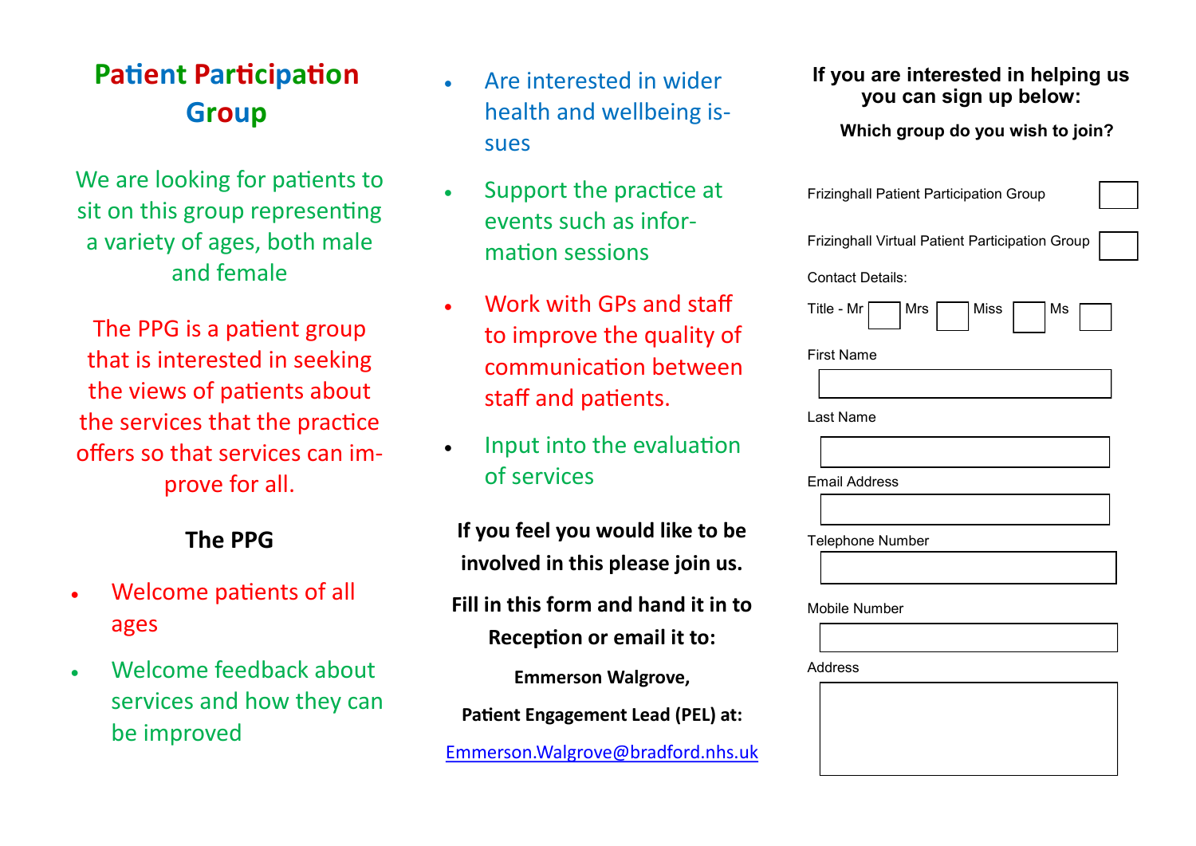# Patient Participation Group

We are looking for patients to sit on this group representing a variety of ages, both male and female

The PPG is a patient group that is interested in seeking the views of patients about the services that the practice offers so that services can improve for all.

## The PPG

- Welcome patients of all ages
- Welcome feedback about services and how they can be improved
- Are interested in wider health and wellbeing issues
- Support the practice at events such as information sessions
- Work with GPs and staff to improve the quality of communication between staff and patients.
- Input into the evaluation of services

**If you feel you would like to be involved in this please join us.**

**Fill in this form and hand it in to Reception or email it to:**

**Emmerson Walgrove,**

**Patient Engagement Lead (PEL) at:**

Emmerson.Walgrove@bradford.nhs.uk

**If you are interested in helping us you can sign up below:**

**Which group do you wish to join?**

Frizinghall Patient Participation Group ☐

Frizinghall Virtual Patient Participation Group ☐

Contact Details:

Title - Mr ☐ Mrs ☐ Miss ☐ Ms ☐

First Name

Last Name

Email Address

Telephone Number

Mobile Number

Address